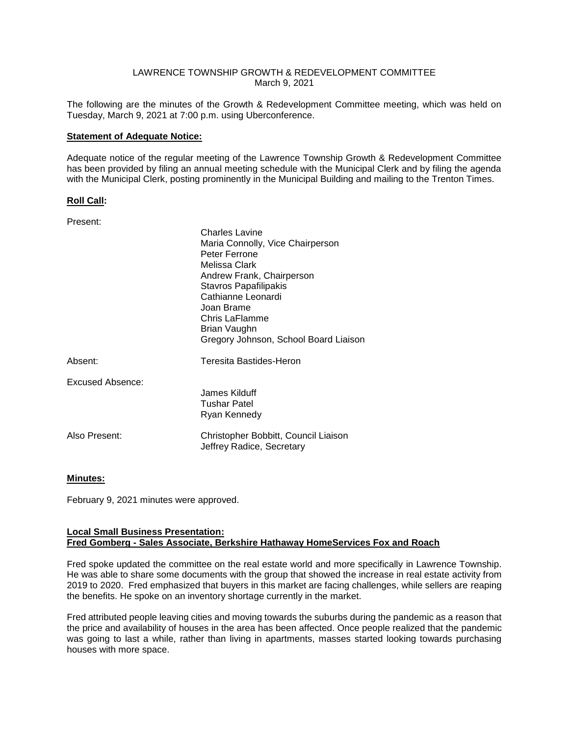# LAWRENCE TOWNSHIP GROWTH & REDEVELOPMENT COMMITTEE
March 9, 2021

The following are the minutes of the Growth & Redevelopment Committee meeting, which was held on Tuesday, March 9, 2021 at 7:00 p.m. using Uberconference.

**Statement of Adequate Notice:**

Adequate notice of the regular meeting of the Lawrence Township Growth & Redevelopment Committee has been provided by filing an annual meeting schedule with the Municipal Clerk and by filing the agenda with the Municipal Clerk, posting prominently in the Municipal Building and mailing to the Trenton Times.

**Roll Call:**

Present:

- Charles Lavine
- Maria Connolly, Vice Chairperson
- Peter Ferrone
- Melissa Clark
- Andrew Frank, Chairperson
- Stavros Papafilipakis
- Cathianne Leonardi
- Joan Brame
- Chris LaFlamme
- Brian Vaughn
- Gregory Johnson, School Board Liaison

Absent: Teresita Bastides-Heron

Excused Absence:

- James Kilduff
- Tushar Patel
- Ryan Kennedy

Also Present:

- Christopher Bobbitt, Council Liaison
- Jeffrey Radice, Secretary

**Minutes:**

February 9, 2021 minutes were approved.

**Local Small Business Presentation:**
**Fred Gomberg - Sales Associate, Berkshire Hathaway HomeServices Fox and Roach**

Fred spoke updated the committee on the real estate world and more specifically in Lawrence Township. He was able to share some documents with the group that showed the increase in real estate activity from 2019 to 2020. Fred emphasized that buyers in this market are facing challenges, while sellers are reaping the benefits. He spoke on an inventory shortage currently in the market.

Fred attributed people leaving cities and moving towards the suburbs during the pandemic as a reason that the price and availability of houses in the area has been affected. Once people realized that the pandemic was going to last a while, rather than living in apartments, masses started looking towards purchasing houses with more space.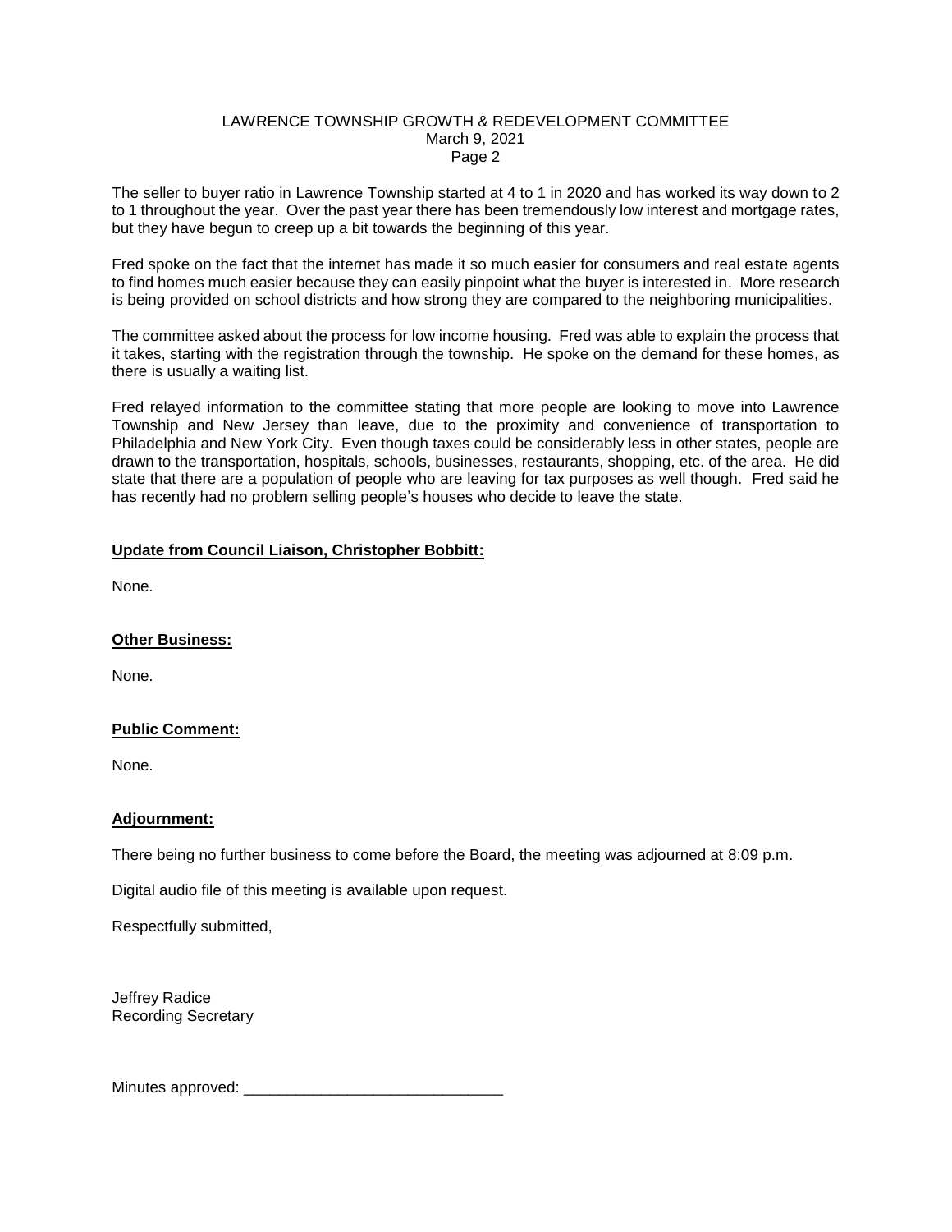The seller to buyer ratio in Lawrence Township started at 4 to 1 in 2020 and has worked its way down to 2 to 1 throughout the year. Over the past year there has been tremendously low interest and mortgage rates, but they have begun to creep up a bit towards the beginning of this year.

Fred spoke on the fact that the internet has made it so much easier for consumers and real estate agents to find homes much easier because they can easily pinpoint what the buyer is interested in. More research is being provided on school districts and how strong they are compared to the neighboring municipalities.

The committee asked about the process for low income housing. Fred was able to explain the process that it takes, starting with the registration through the township. He spoke on the demand for these homes, as there is usually a waiting list.

Fred relayed information to the committee stating that more people are looking to move into Lawrence Township and New Jersey than leave, due to the proximity and convenience of transportation to Philadelphia and New York City. Even though taxes could be considerably less in other states, people are drawn to the transportation, hospitals, schools, businesses, restaurants, shopping, etc. of the area. He did state that there are a population of people who are leaving for tax purposes as well though. Fred said he has recently had no problem selling people's houses who decide to leave the state.

**Update from Council Liaison, Christopher Bobbitt:**

None.

**Other Business:**

None.

**Public Comment:**

None.

**Adjournment:**

There being no further business to come before the Board, the meeting was adjourned at 8:09 p.m.

Digital audio file of this meeting is available upon request.

Respectfully submitted,

Jeffrey Radice
Recording Secretary

Minutes approved: ______________________________